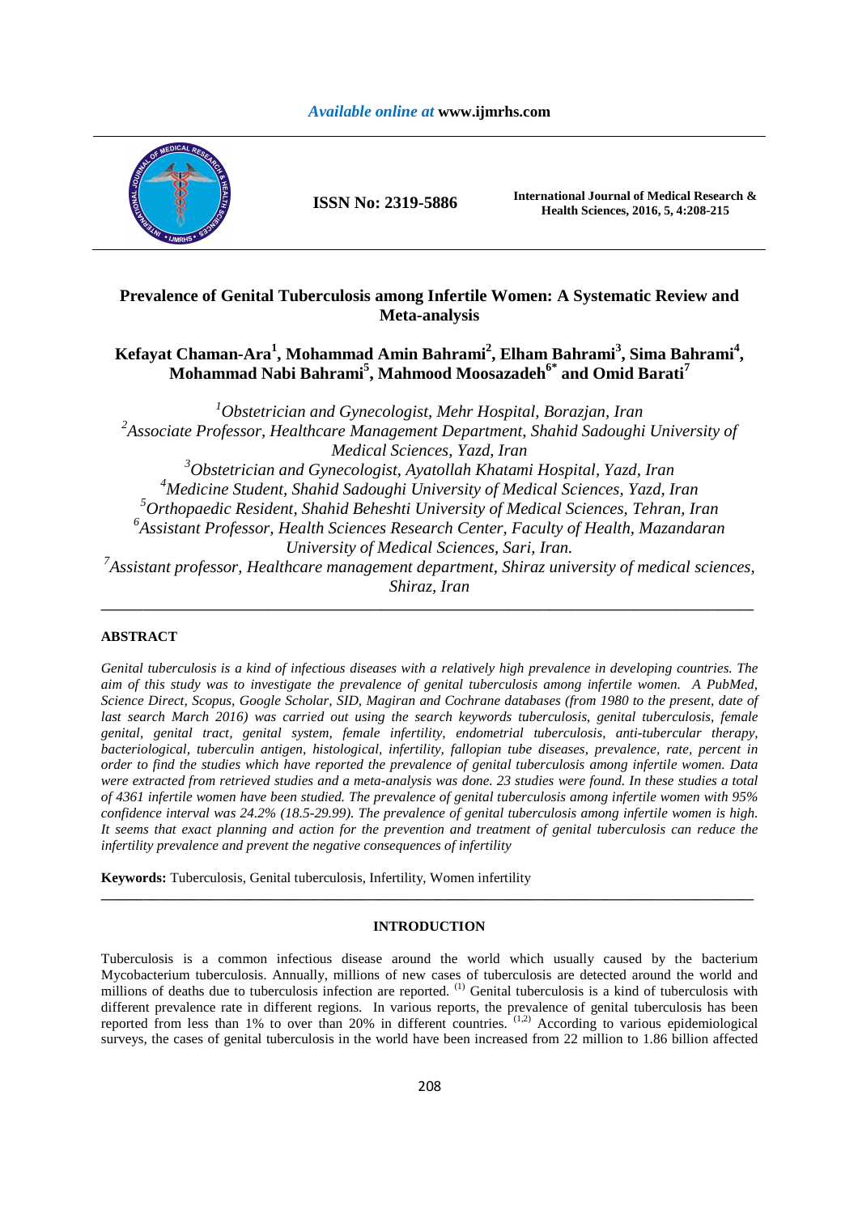# Prevalence of Genital Tuberculosis among Infertile Women: A Systematic Review and Meta-analysis

**Kefayat Chaman-Ara[1], Mohammad Amin Bahrami[2], Elham Bahrami[3], Sima Bahrami[4], Mohammad Nabi Bahrami[5], Mahmood Moosazadeh[6*] and Omid Barati[7]**

*[1]Obstetrician and Gynecologist, Mehr Hospital, Borazjan, Iran*
*[2]Associate Professor, Healthcare Management Department, Shahid Sadoughi University of Medical Sciences, Yazd, Iran*
*[3]Obstetrician and Gynecologist, Ayatollah Khatami Hospital, Yazd, Iran*
*[4]Medicine Student, Shahid Sadoughi University of Medical Sciences, Yazd, Iran*
*[5]Orthopaedic Resident, Shahid Beheshti University of Medical Sciences, Tehran, Iran*
*[6]Assistant Professor, Health Sciences Research Center, Faculty of Health, Mazandaran University of Medical Sciences, Sari, Iran.*
*[7]Assistant professor, Healthcare management department, Shiraz university of medical sciences, Shiraz, Iran*

---

## ABSTRACT

*Genital tuberculosis is a kind of infectious diseases with a relatively high prevalence in developing countries. The aim of this study was to investigate the prevalence of genital tuberculosis among infertile women. A PubMed, Science Direct, Scopus, Google Scholar, SID, Magiran and Cochrane databases (from 1980 to the present, date of last search March 2016) was carried out using the search keywords tuberculosis, genital tuberculosis, female genital, genital tract, genital system, female infertility, endometrial tuberculosis, anti-tubercular therapy, bacteriological, tuberculin antigen, histological, infertility, fallopian tube diseases, prevalence, rate, percent in order to find the studies which have reported the prevalence of genital tuberculosis among infertile women. Data were extracted from retrieved studies and a meta-analysis was done. 23 studies were found. In these studies a total of 4361 infertile women have been studied. The prevalence of genital tuberculosis among infertile women with 95% confidence interval was 24.2% (18.5-29.99). The prevalence of genital tuberculosis among infertile women is high. It seems that exact planning and action for the prevention and treatment of genital tuberculosis can reduce the infertility prevalence and prevent the negative consequences of infertility*

**Keywords:** Tuberculosis, Genital tuberculosis, Infertility, Women infertility

---

## INTRODUCTION

Tuberculosis is a common infectious disease around the world which usually caused by the bacterium Mycobacterium tuberculosis. Annually, millions of new cases of tuberculosis are detected around the world and millions of deaths due to tuberculosis infection are reported. [1] Genital tuberculosis is a kind of tuberculosis with different prevalence rate in different regions. In various reports, the prevalence of genital tuberculosis has been reported from less than 1% to over than 20% in different countries. [1,2] According to various epidemiological surveys, the cases of genital tuberculosis in the world have been increased from 22 million to 1.86 billion affected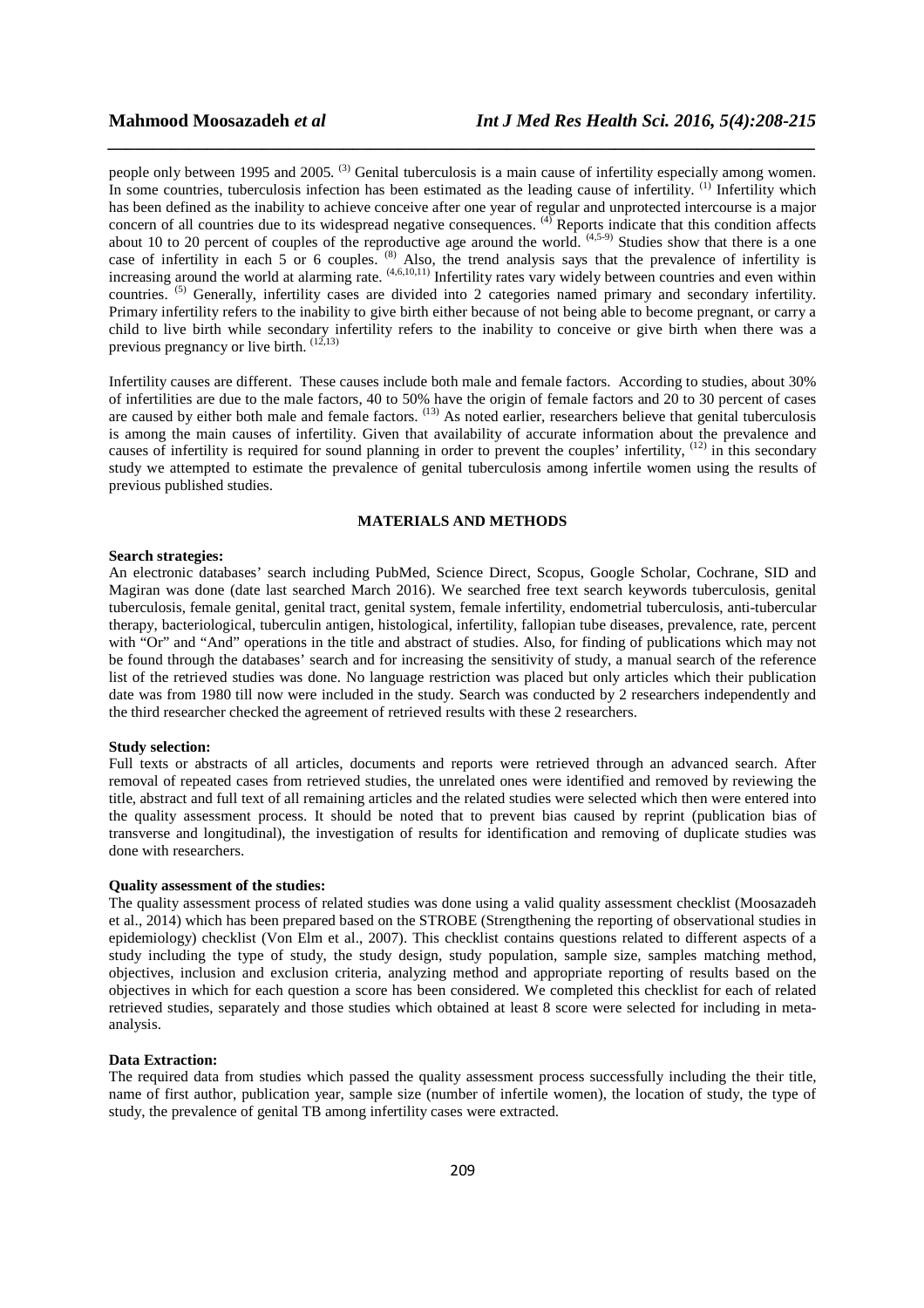people only between 1995 and 2005. [3] Genital tuberculosis is a main cause of infertility especially among women. In some countries, tuberculosis infection has been estimated as the leading cause of infertility. [1] Infertility which has been defined as the inability to achieve conceive after one year of regular and unprotected intercourse is a major concern of all countries due to its widespread negative consequences. [4] Reports indicate that this condition affects about 10 to 20 percent of couples of the reproductive age around the world. [4,5-9] Studies show that there is a one case of infertility in each 5 or 6 couples. [8] Also, the trend analysis says that the prevalence of infertility is increasing around the world at alarming rate. [4,6,10,11] Infertility rates vary widely between countries and even within countries. [5] Generally, infertility cases are divided into 2 categories named primary and secondary infertility. Primary infertility refers to the inability to give birth either because of not being able to become pregnant, or carry a child to live birth while secondary infertility refers to the inability to conceive or give birth when there was a previous pregnancy or live birth. [12,13]

Infertility causes are different. These causes include both male and female factors. According to studies, about 30% of infertilities are due to the male factors, 40 to 50% have the origin of female factors and 20 to 30 percent of cases are caused by either both male and female factors. [13] As noted earlier, researchers believe that genital tuberculosis is among the main causes of infertility. Given that availability of accurate information about the prevalence and causes of infertility is required for sound planning in order to prevent the couples' infertility, [12] in this secondary study we attempted to estimate the prevalence of genital tuberculosis among infertile women using the results of previous published studies.

## MATERIALS AND METHODS

**Search strategies:**
An electronic databases' search including PubMed, Science Direct, Scopus, Google Scholar, Cochrane, SID and Magiran was done (date last searched March 2016). We searched free text search keywords tuberculosis, genital tuberculosis, female genital, genital tract, genital system, female infertility, endometrial tuberculosis, anti-tubercular therapy, bacteriological, tuberculin antigen, histological, infertility, fallopian tube diseases, prevalence, rate, percent with "Or" and "And" operations in the title and abstract of studies. Also, for finding of publications which may not be found through the databases' search and for increasing the sensitivity of study, a manual search of the reference list of the retrieved studies was done. No language restriction was placed but only articles which their publication date was from 1980 till now were included in the study. Search was conducted by 2 researchers independently and the third researcher checked the agreement of retrieved results with these 2 researchers.

**Study selection:**
Full texts or abstracts of all articles, documents and reports were retrieved through an advanced search. After removal of repeated cases from retrieved studies, the unrelated ones were identified and removed by reviewing the title, abstract and full text of all remaining articles and the related studies were selected which then were entered into the quality assessment process. It should be noted that to prevent bias caused by reprint (publication bias of transverse and longitudinal), the investigation of results for identification and removing of duplicate studies was done with researchers.

**Quality assessment of the studies:**
The quality assessment process of related studies was done using a valid quality assessment checklist (Moosazadeh et al., 2014) which has been prepared based on the STROBE (Strengthening the reporting of observational studies in epidemiology) checklist (Von Elm et al., 2007). This checklist contains questions related to different aspects of a study including the type of study, the study design, study population, sample size, samples matching method, objectives, inclusion and exclusion criteria, analyzing method and appropriate reporting of results based on the objectives in which for each question a score has been considered. We completed this checklist for each of related retrieved studies, separately and those studies which obtained at least 8 score were selected for including in meta-analysis.

**Data Extraction:**
The required data from studies which passed the quality assessment process successfully including the their title, name of first author, publication year, sample size (number of infertile women), the location of study, the type of study, the prevalence of genital TB among infertility cases were extracted.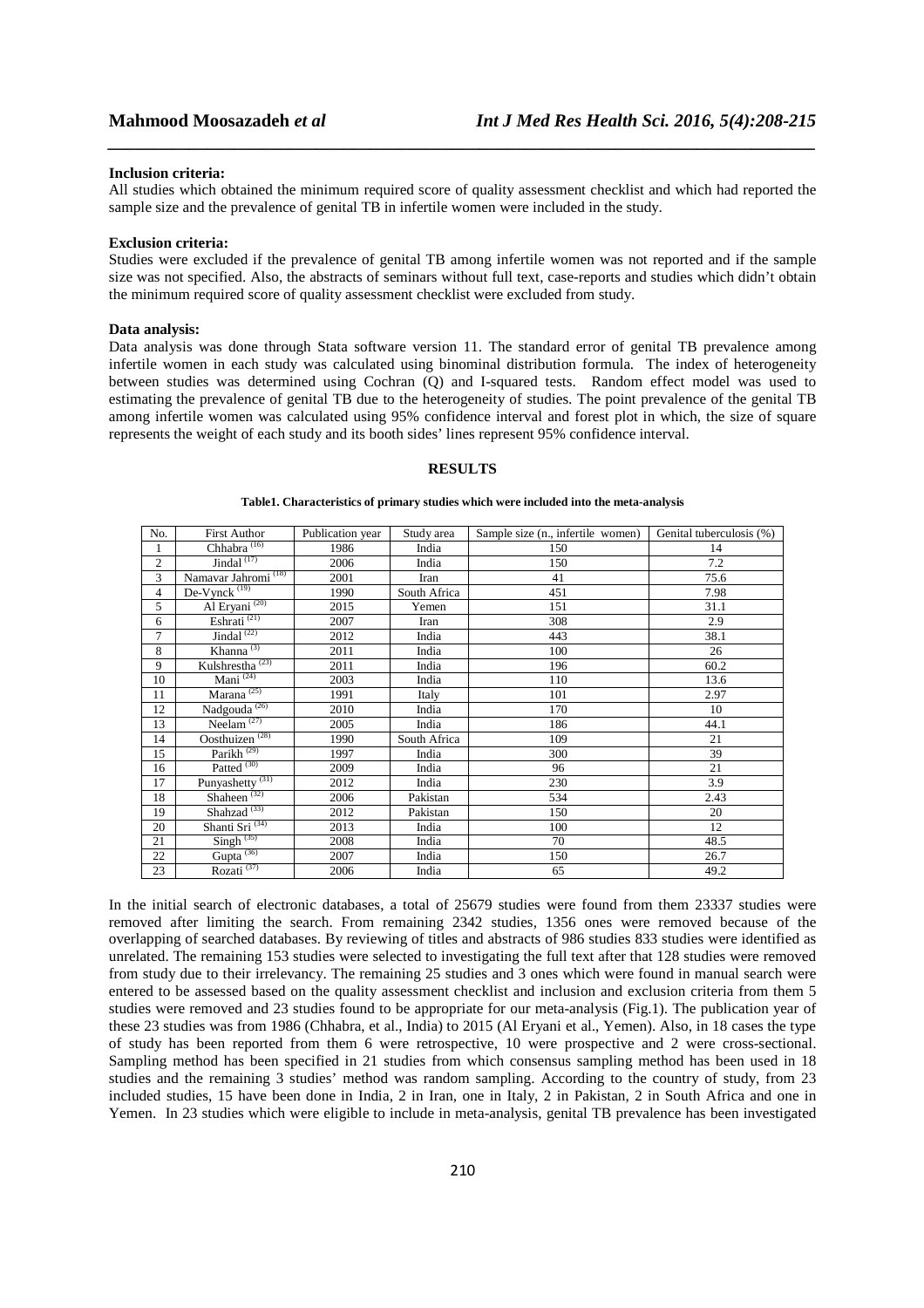**Inclusion criteria:**

All studies which obtained the minimum required score of quality assessment checklist and which had reported the sample size and the prevalence of genital TB in infertile women were included in the study.

**Exclusion criteria:**

Studies were excluded if the prevalence of genital TB among infertile women was not reported and if the sample size was not specified. Also, the abstracts of seminars without full text, case-reports and studies which didn't obtain the minimum required score of quality assessment checklist were excluded from study.

**Data analysis:**

Data analysis was done through Stata software version 11. The standard error of genital TB prevalence among infertile women in each study was calculated using binominal distribution formula. The index of heterogeneity between studies was determined using Cochran (Q) and I-squared tests. Random effect model was used to estimating the prevalence of genital TB due to the heterogeneity of studies. The point prevalence of the genital TB among infertile women was calculated using 95% confidence interval and forest plot in which, the size of square represents the weight of each study and its booth sides' lines represent 95% confidence interval.

## RESULTS

**Table1. Characteristics of primary studies which were included into the meta-analysis**

| No. | First Author | Publication year | Study area | Sample size (n., infertile women) | Genital tuberculosis (%) |
|---|---|---|---|---|---|
| 1 | Chhabra [16] | 1986 | India | 150 | 14 |
| 2 | Jindal [17] | 2006 | India | 150 | 7.2 |
| 3 | Namavar Jahromi [18] | 2001 | Iran | 41 | 75.6 |
| 4 | De-Vynck [19] | 1990 | South Africa | 451 | 7.98 |
| 5 | Al Eryani [20] | 2015 | Yemen | 151 | 31.1 |
| 6 | Eshrati [21] | 2007 | Iran | 308 | 2.9 |
| 7 | Jindal [22] | 2012 | India | 443 | 38.1 |
| 8 | Khanna [3] | 2011 | India | 100 | 26 |
| 9 | Kulshrestha [23] | 2011 | India | 196 | 60.2 |
| 10 | Mani [24] | 2003 | India | 110 | 13.6 |
| 11 | Marana [25] | 1991 | Italy | 101 | 2.97 |
| 12 | Nadgouda [26] | 2010 | India | 170 | 10 |
| 13 | Neelam [27] | 2005 | India | 186 | 44.1 |
| 14 | Oosthuizen [28] | 1990 | South Africa | 109 | 21 |
| 15 | Parikh [29] | 1997 | India | 300 | 39 |
| 16 | Patted [30] | 2009 | India | 96 | 21 |
| 17 | Punyashetty [31] | 2012 | India | 230 | 3.9 |
| 18 | Shaheen [32] | 2006 | Pakistan | 534 | 2.43 |
| 19 | Shahzad [33] | 2012 | Pakistan | 150 | 20 |
| 20 | Shanti Sri [34] | 2013 | India | 100 | 12 |
| 21 | Singh [35] | 2008 | India | 70 | 48.5 |
| 22 | Gupta [36] | 2007 | India | 150 | 26.7 |
| 23 | Rozati [37] | 2006 | India | 65 | 49.2 |

In the initial search of electronic databases, a total of 25679 studies were found from them 23337 studies were removed after limiting the search. From remaining 2342 studies, 1356 ones were removed because of the overlapping of searched databases. By reviewing of titles and abstracts of 986 studies 833 studies were identified as unrelated. The remaining 153 studies were selected to investigating the full text after that 128 studies were removed from study due to their irrelevancy. The remaining 25 studies and 3 ones which were found in manual search were entered to be assessed based on the quality assessment checklist and inclusion and exclusion criteria from them 5 studies were removed and 23 studies found to be appropriate for our meta-analysis (Fig.1). The publication year of these 23 studies was from 1986 (Chhabra, et al., India) to 2015 (Al Eryani et al., Yemen). Also, in 18 cases the type of study has been reported from them 6 were retrospective, 10 were prospective and 2 were cross-sectional. Sampling method has been specified in 21 studies from which consensus sampling method has been used in 18 studies and the remaining 3 studies' method was random sampling. According to the country of study, from 23 included studies, 15 have been done in India, 2 in Iran, one in Italy, 2 in Pakistan, 2 in South Africa and one in Yemen. In 23 studies which were eligible to include in meta-analysis, genital TB prevalence has been investigated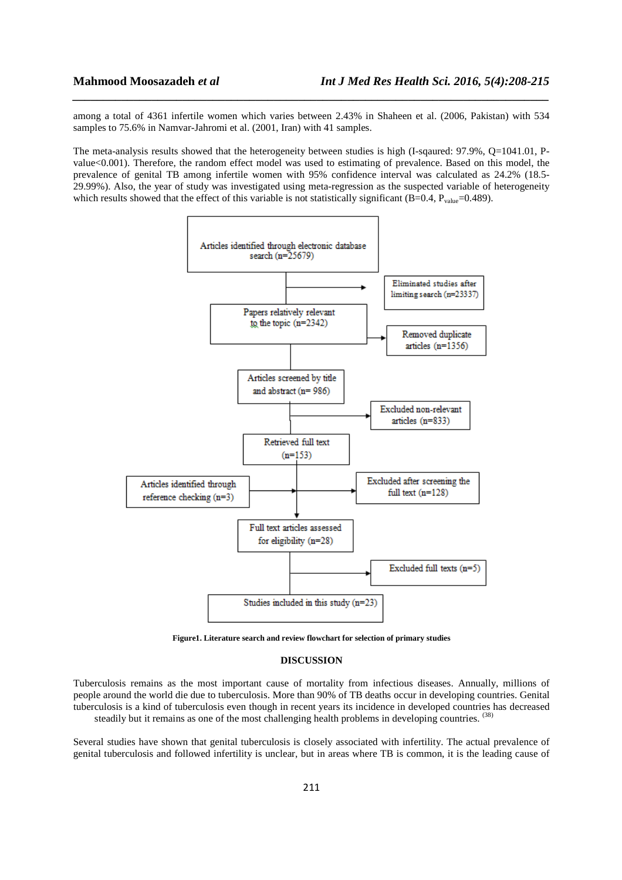among a total of 4361 infertile women which varies between 2.43% in Shaheen et al. (2006, Pakistan) with 534 samples to 75.6% in Namvar-Jahromi et al. (2001, Iran) with 41 samples.

The meta-analysis results showed that the heterogeneity between studies is high (I-sqaured: 97.9%, Q=1041.01, P-value<0.001). Therefore, the random effect model was used to estimating of prevalence. Based on this model, the prevalence of genital TB among infertile women with 95% confidence interval was calculated as 24.2% (18.5-29.99%). Also, the year of study was investigated using meta-regression as the suspected variable of heterogeneity which results showed that the effect of this variable is not statistically significant (B=0.4, $P_{value}$=0.489).

Articles identified through electronic database search (n=25679)

Eliminated studies after limiting search (n=23337)

Papers relatively relevant to the topic (n=2342)

Removed duplicate articles (n=1356)

Articles screened by title and abstract (n= 986)

Excluded non-relevant articles (n=833)

Retrieved full text (n=153)

Articles identified through reference checking (n=3)

Excluded after screening the full text (n=128)

Full text articles assessed for eligibility (n=28)

Excluded full texts (n=5)

Studies included in this study (n=23)

**Figure1. Literature search and review flowchart for selection of primary studies**

## DISCUSSION

Tuberculosis remains as the most important cause of mortality from infectious diseases. Annually, millions of people around the world die due to tuberculosis. More than 90% of TB deaths occur in developing countries. Genital tuberculosis is a kind of tuberculosis even though in recent years its incidence in developed countries has decreased steadily but it remains as one of the most challenging health problems in developing countries. [38]

Several studies have shown that genital tuberculosis is closely associated with infertility. The actual prevalence of genital tuberculosis and followed infertility is unclear, but in areas where TB is common, it is the leading cause of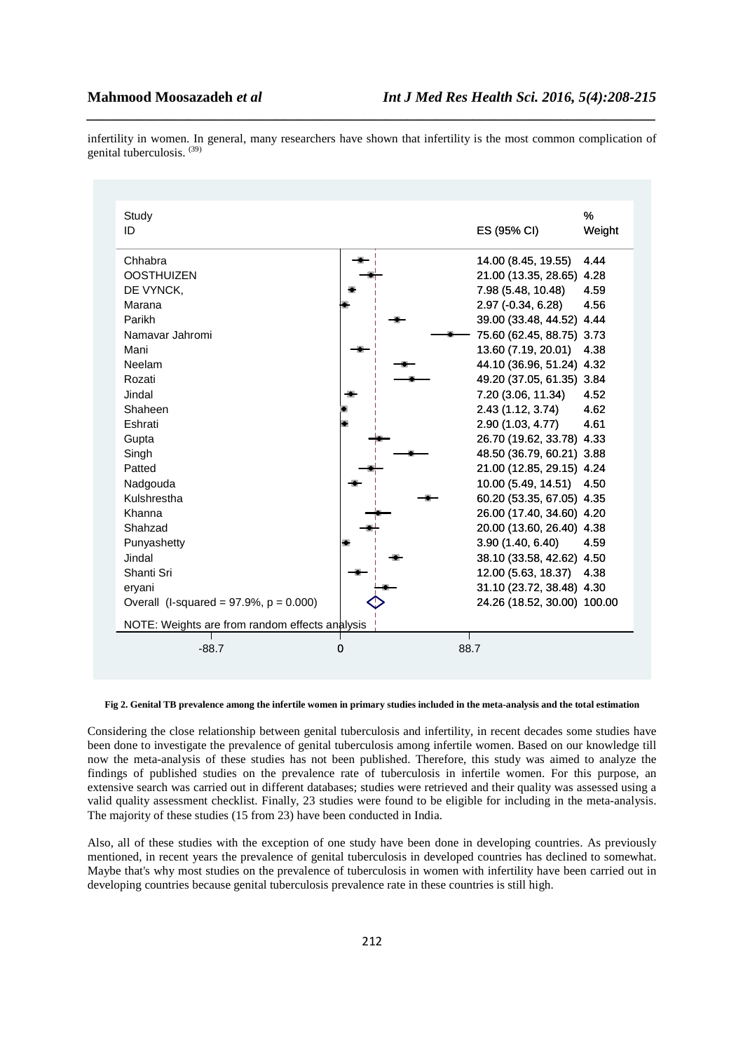infertility in women. In general, many researchers have shown that infertility is the most common complication of genital tuberculosis. [39]

| Study ID | ES (95% CI) | % Weight |
|---|---|---|
| Chhabra | 14.00 (8.45, 19.55) | 4.44 |
| OOSTHUIZEN | 21.00 (13.35, 28.65) | 4.28 |
| DE VYNCK, | 7.98 (5.48, 10.48) | 4.59 |
| Marana | 2.97 (-0.34, 6.28) | 4.56 |
| Parikh | 39.00 (33.48, 44.52) | 4.44 |
| Namavar Jahromi | 75.60 (62.45, 88.75) | 3.73 |
| Mani | 13.60 (7.19, 20.01) | 4.38 |
| Neelam | 44.10 (36.96, 51.24) | 4.32 |
| Rozati | 49.20 (37.05, 61.35) | 3.84 |
| Jindal | 7.20 (3.06, 11.34) | 4.52 |
| Shaheen | 2.43 (1.12, 3.74) | 4.62 |
| Eshrati | 2.90 (1.03, 4.77) | 4.61 |
| Gupta | 26.70 (19.62, 33.78) | 4.33 |
| Singh | 48.50 (36.79, 60.21) | 3.88 |
| Patted | 21.00 (12.85, 29.15) | 4.24 |
| Nadgouda | 10.00 (5.49, 14.51) | 4.50 |
| Kulshrestha | 60.20 (53.35, 67.05) | 4.35 |
| Khanna | 26.00 (17.40, 34.60) | 4.20 |
| Shahzad | 20.00 (13.60, 26.40) | 4.38 |
| Punyashetty | 3.90 (1.40, 6.40) | 4.59 |
| Jindal | 38.10 (33.58, 42.62) | 4.50 |
| Shanti Sri | 12.00 (5.63, 18.37) | 4.38 |
| eryani | 31.10 (23.72, 38.48) | 4.30 |
| Overall (I-squared = 97.9%, p = 0.000) | 24.26 (18.52, 30.00) | 100.00 |

NOTE: Weights are from random effects analysis

-88.7 &nbsp;&nbsp;&nbsp; 0 &nbsp;&nbsp;&nbsp; 88.7

**Fig 2. Genital TB prevalence among the infertile women in primary studies included in the meta-analysis and the total estimation**

Considering the close relationship between genital tuberculosis and infertility, in recent decades some studies have been done to investigate the prevalence of genital tuberculosis among infertile women. Based on our knowledge till now the meta-analysis of these studies has not been published. Therefore, this study was aimed to analyze the findings of published studies on the prevalence rate of tuberculosis in infertile women. For this purpose, an extensive search was carried out in different databases; studies were retrieved and their quality was assessed using a valid quality assessment checklist. Finally, 23 studies were found to be eligible for including in the meta-analysis. The majority of these studies (15 from 23) have been conducted in India.

Also, all of these studies with the exception of one study have been done in developing countries. As previously mentioned, in recent years the prevalence of genital tuberculosis in developed countries has declined to somewhat. Maybe that's why most studies on the prevalence of tuberculosis in women with infertility have been carried out in developing countries because genital tuberculosis prevalence rate in these countries is still high.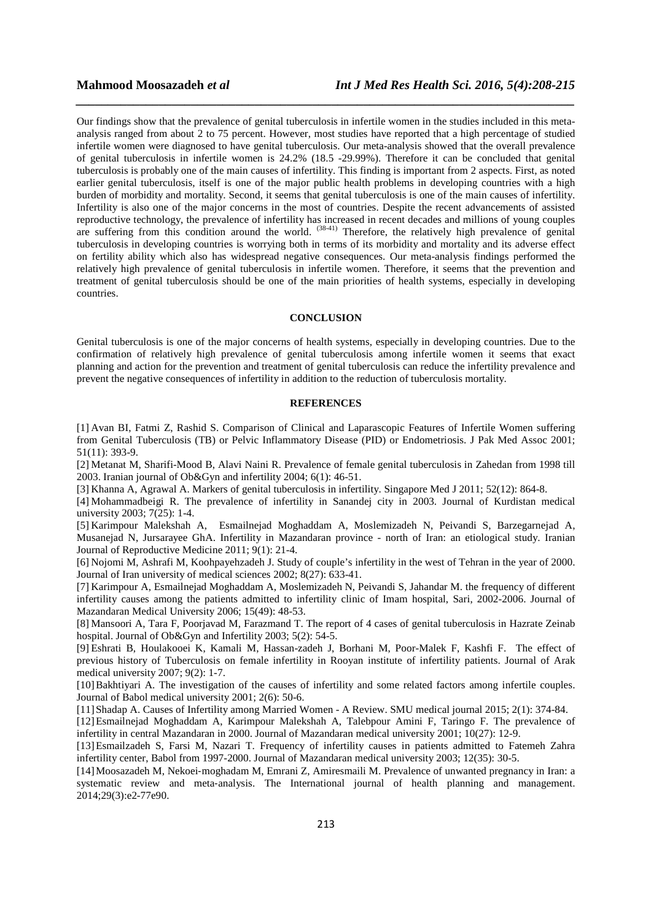Our findings show that the prevalence of genital tuberculosis in infertile women in the studies included in this meta-analysis ranged from about 2 to 75 percent. However, most studies have reported that a high percentage of studied infertile women were diagnosed to have genital tuberculosis. Our meta-analysis showed that the overall prevalence of genital tuberculosis in infertile women is 24.2% (18.5 -29.99%). Therefore it can be concluded that genital tuberculosis is probably one of the main causes of infertility. This finding is important from 2 aspects. First, as noted earlier genital tuberculosis, itself is one of the major public health problems in developing countries with a high burden of morbidity and mortality. Second, it seems that genital tuberculosis is one of the main causes of infertility. Infertility is also one of the major concerns in the most of countries. Despite the recent advancements of assisted reproductive technology, the prevalence of infertility has increased in recent decades and millions of young couples are suffering from this condition around the world. [38-41] Therefore, the relatively high prevalence of genital tuberculosis in developing countries is worrying both in terms of its morbidity and mortality and its adverse effect on fertility ability which also has widespread negative consequences. Our meta-analysis findings performed the relatively high prevalence of genital tuberculosis in infertile women. Therefore, it seems that the prevention and treatment of genital tuberculosis should be one of the main priorities of health systems, especially in developing countries.

## CONCLUSION

Genital tuberculosis is one of the major concerns of health systems, especially in developing countries. Due to the confirmation of relatively high prevalence of genital tuberculosis among infertile women it seems that exact planning and action for the prevention and treatment of genital tuberculosis can reduce the infertility prevalence and prevent the negative consequences of infertility in addition to the reduction of tuberculosis mortality.

## REFERENCES

[1] Avan BI, Fatmi Z, Rashid S. Comparison of Clinical and Laparascopic Features of Infertile Women suffering from Genital Tuberculosis (TB) or Pelvic Inflammatory Disease (PID) or Endometriosis. J Pak Med Assoc 2001; 51(11): 393-9.

[2] Metanat M, Sharifi-Mood B, Alavi Naini R. Prevalence of female genital tuberculosis in Zahedan from 1998 till 2003. Iranian journal of Ob&Gyn and infertility 2004; 6(1): 46-51.

[3] Khanna A, Agrawal A. Markers of genital tuberculosis in infertility. Singapore Med J 2011; 52(12): 864-8.

[4] Mohammadbeigi R. The prevalence of infertility in Sanandej city in 2003. Journal of Kurdistan medical university 2003; 7(25): 1-4.

[5] Karimpour Malekshah A, Esmailnejad Moghaddam A, Moslemizadeh N, Peivandi S, Barzegarnejad A, Musanejad N, Jursarayee GhA. Infertility in Mazandaran province - north of Iran: an etiological study. Iranian Journal of Reproductive Medicine 2011; 9(1): 21-4.

[6] Nojomi M, Ashrafi M, Koohpayehzadeh J. Study of couple's infertility in the west of Tehran in the year of 2000. Journal of Iran university of medical sciences 2002; 8(27): 633-41.

[7] Karimpour A, Esmailnejad Moghaddam A, Moslemizadeh N, Peivandi S, Jahandar M. the frequency of different infertility causes among the patients admitted to infertility clinic of Imam hospital, Sari, 2002-2006. Journal of Mazandaran Medical University 2006; 15(49): 48-53.

[8] Mansoori A, Tara F, Poorjavad M, Farazmand T. The report of 4 cases of genital tuberculosis in Hazrate Zeinab hospital. Journal of Ob&Gyn and Infertility 2003; 5(2): 54-5.

[9] Eshrati B, Houlakooei K, Kamali M, Hassan-zadeh J, Borhani M, Poor-Malek F, Kashfi F. The effect of previous history of Tuberculosis on female infertility in Rooyan institute of infertility patients. Journal of Arak medical university 2007; 9(2): 1-7.

[10] Bakhtiyari A. The investigation of the causes of infertility and some related factors among infertile couples. Journal of Babol medical university 2001; 2(6): 50-6.

[11] Shadap A. Causes of Infertility among Married Women - A Review. SMU medical journal 2015; 2(1): 374-84.

[12] Esmailnejad Moghaddam A, Karimpour Malekshah A, Talebpour Amini F, Taringo F. The prevalence of infertility in central Mazandaran in 2000. Journal of Mazandaran medical university 2001; 10(27): 12-9.

[13] Esmailzadeh S, Farsi M, Nazari T. Frequency of infertility causes in patients admitted to Fatemeh Zahra infertility center, Babol from 1997-2000. Journal of Mazandaran medical university 2003; 12(35): 30-5.

[14] Moosazadeh M, Nekoei-moghadam M, Emrani Z, Amiresmaili M. Prevalence of unwanted pregnancy in Iran: a systematic review and meta-analysis. The International journal of health planning and management. 2014;29(3):e2-77e90.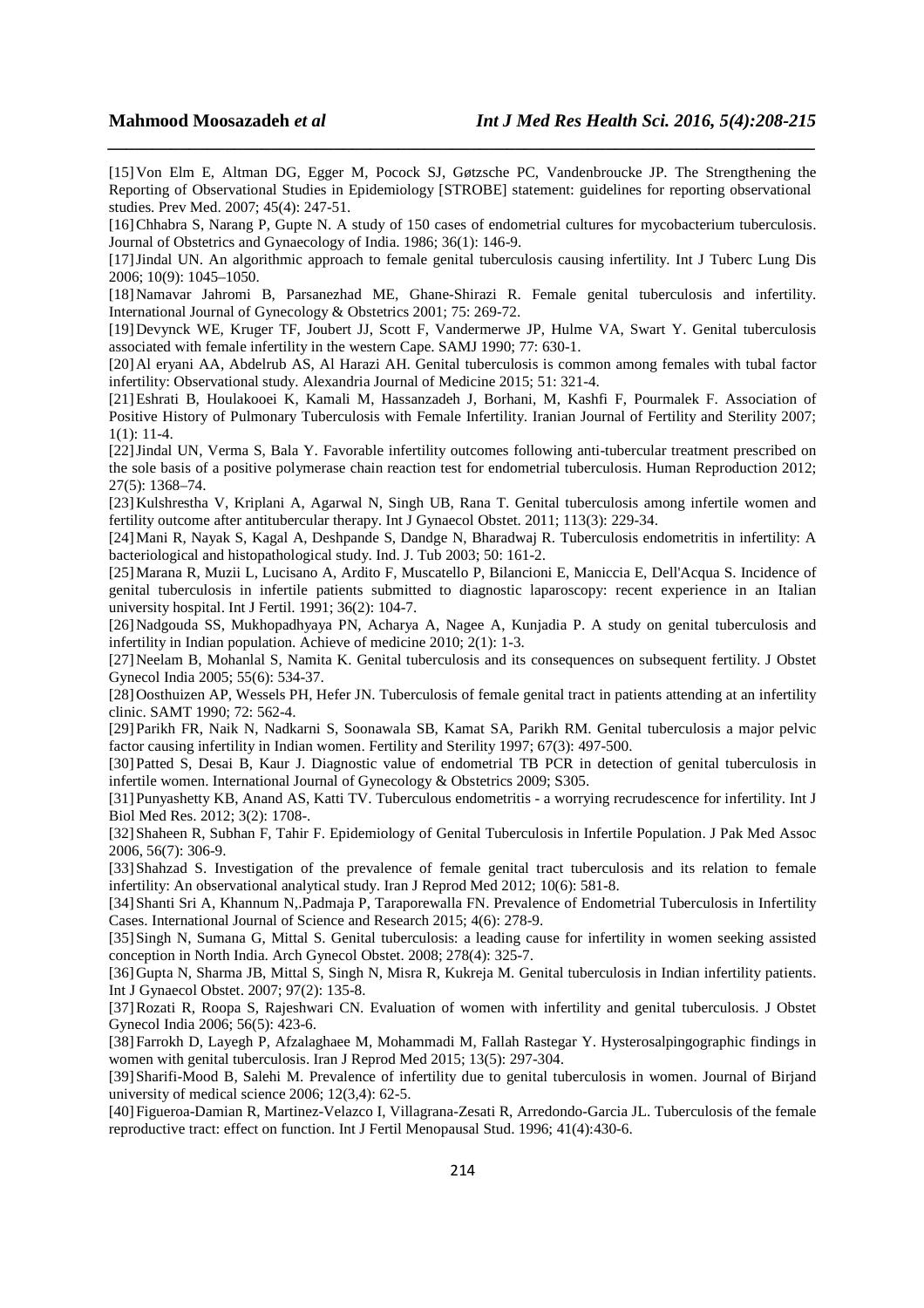[15] Von Elm E, Altman DG, Egger M, Pocock SJ, Gøtzsche PC, Vandenbroucke JP. The Strengthening the Reporting of Observational Studies in Epidemiology [STROBE] statement: guidelines for reporting observational studies. Prev Med. 2007; 45(4): 247-51.

[16] Chhabra S, Narang P, Gupte N. A study of 150 cases of endometrial cultures for mycobacterium tuberculosis. Journal of Obstetrics and Gynaecology of India. 1986; 36(1): 146-9.

[17] Jindal UN. An algorithmic approach to female genital tuberculosis causing infertility. Int J Tuberc Lung Dis 2006; 10(9): 1045–1050.

[18] Namavar Jahromi B, Parsanezhad ME, Ghane-Shirazi R. Female genital tuberculosis and infertility. International Journal of Gynecology & Obstetrics 2001; 75: 269-72.

[19] Devynck WE, Kruger TF, Joubert JJ, Scott F, Vandermerwe JP, Hulme VA, Swart Y. Genital tuberculosis associated with female infertility in the western Cape. SAMJ 1990; 77: 630-1.

[20] Al eryani AA, Abdelrub AS, Al Harazi AH. Genital tuberculosis is common among females with tubal factor infertility: Observational study. Alexandria Journal of Medicine 2015; 51: 321-4.

[21] Eshrati B, Houlakooei K, Kamali M, Hassanzadeh J, Borhani, M, Kashfi F, Pourmalek F. Association of Positive History of Pulmonary Tuberculosis with Female Infertility. Iranian Journal of Fertility and Sterility 2007; 1(1): 11-4.

[22] Jindal UN, Verma S, Bala Y. Favorable infertility outcomes following anti-tubercular treatment prescribed on the sole basis of a positive polymerase chain reaction test for endometrial tuberculosis. Human Reproduction 2012; 27(5): 1368–74.

[23] Kulshrestha V, Kriplani A, Agarwal N, Singh UB, Rana T. Genital tuberculosis among infertile women and fertility outcome after antitubercular therapy. Int J Gynaecol Obstet. 2011; 113(3): 229-34.

[24] Mani R, Nayak S, Kagal A, Deshpande S, Dandge N, Bharadwaj R. Tuberculosis endometritis in infertility: A bacteriological and histopathological study. Ind. J. Tub 2003; 50: 161-2.

[25] Marana R, Muzii L, Lucisano A, Ardito F, Muscatello P, Bilancioni E, Maniccia E, Dell'Acqua S. Incidence of genital tuberculosis in infertile patients submitted to diagnostic laparoscopy: recent experience in an Italian university hospital. Int J Fertil. 1991; 36(2): 104-7.

[26] Nadgouda SS, Mukhopadhyaya PN, Acharya A, Nagee A, Kunjadia P. A study on genital tuberculosis and infertility in Indian population. Achieve of medicine 2010; 2(1): 1-3.

[27] Neelam B, Mohanlal S, Namita K. Genital tuberculosis and its consequences on subsequent fertility. J Obstet Gynecol India 2005; 55(6): 534-37.

[28] Oosthuizen AP, Wessels PH, Hefer JN. Tuberculosis of female genital tract in patients attending at an infertility clinic. SAMT 1990; 72: 562-4.

[29] Parikh FR, Naik N, Nadkarni S, Soonawala SB, Kamat SA, Parikh RM. Genital tuberculosis a major pelvic factor causing infertility in Indian women. Fertility and Sterility 1997; 67(3): 497-500.

[30] Patted S, Desai B, Kaur J. Diagnostic value of endometrial TB PCR in detection of genital tuberculosis in infertile women. International Journal of Gynecology & Obstetrics 2009; S305.

[31] Punyashetty KB, Anand AS, Katti TV. Tuberculous endometritis - a worrying recrudescence for infertility. Int J Biol Med Res. 2012; 3(2): 1708-.

[32] Shaheen R, Subhan F, Tahir F. Epidemiology of Genital Tuberculosis in Infertile Population. J Pak Med Assoc 2006, 56(7): 306-9.

[33] Shahzad S. Investigation of the prevalence of female genital tract tuberculosis and its relation to female infertility: An observational analytical study. Iran J Reprod Med 2012; 10(6): 581-8.

[34] Shanti Sri A, Khannum N,.Padmaja P, Taraporewalla FN. Prevalence of Endometrial Tuberculosis in Infertility Cases. International Journal of Science and Research 2015; 4(6): 278-9.

[35] Singh N, Sumana G, Mittal S. Genital tuberculosis: a leading cause for infertility in women seeking assisted conception in North India. Arch Gynecol Obstet. 2008; 278(4): 325-7.

[36] Gupta N, Sharma JB, Mittal S, Singh N, Misra R, Kukreja M. Genital tuberculosis in Indian infertility patients. Int J Gynaecol Obstet. 2007; 97(2): 135-8.

[37] Rozati R, Roopa S, Rajeshwari CN. Evaluation of women with infertility and genital tuberculosis. J Obstet Gynecol India 2006; 56(5): 423-6.

[38] Farrokh D, Layegh P, Afzalaghaee M, Mohammadi M, Fallah Rastegar Y. Hysterosalpingographic findings in women with genital tuberculosis. Iran J Reprod Med 2015; 13(5): 297-304.

[39] Sharifi-Mood B, Salehi M. Prevalence of infertility due to genital tuberculosis in women. Journal of Birjand university of medical science 2006; 12(3,4): 62-5.

[40] Figueroa-Damian R, Martinez-Velazco I, Villagrana-Zesati R, Arredondo-Garcia JL. Tuberculosis of the female reproductive tract: effect on function. Int J Fertil Menopausal Stud. 1996; 41(4):430-6.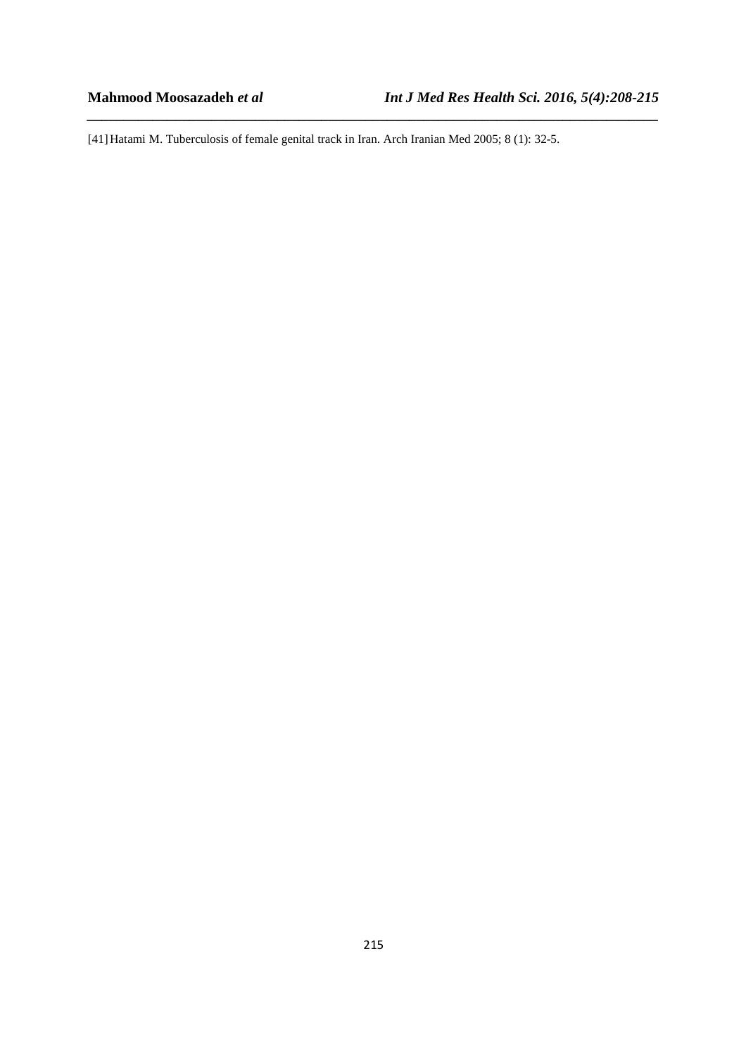[41] Hatami M. Tuberculosis of female genital track in Iran. Arch Iranian Med 2005; 8 (1): 32-5.